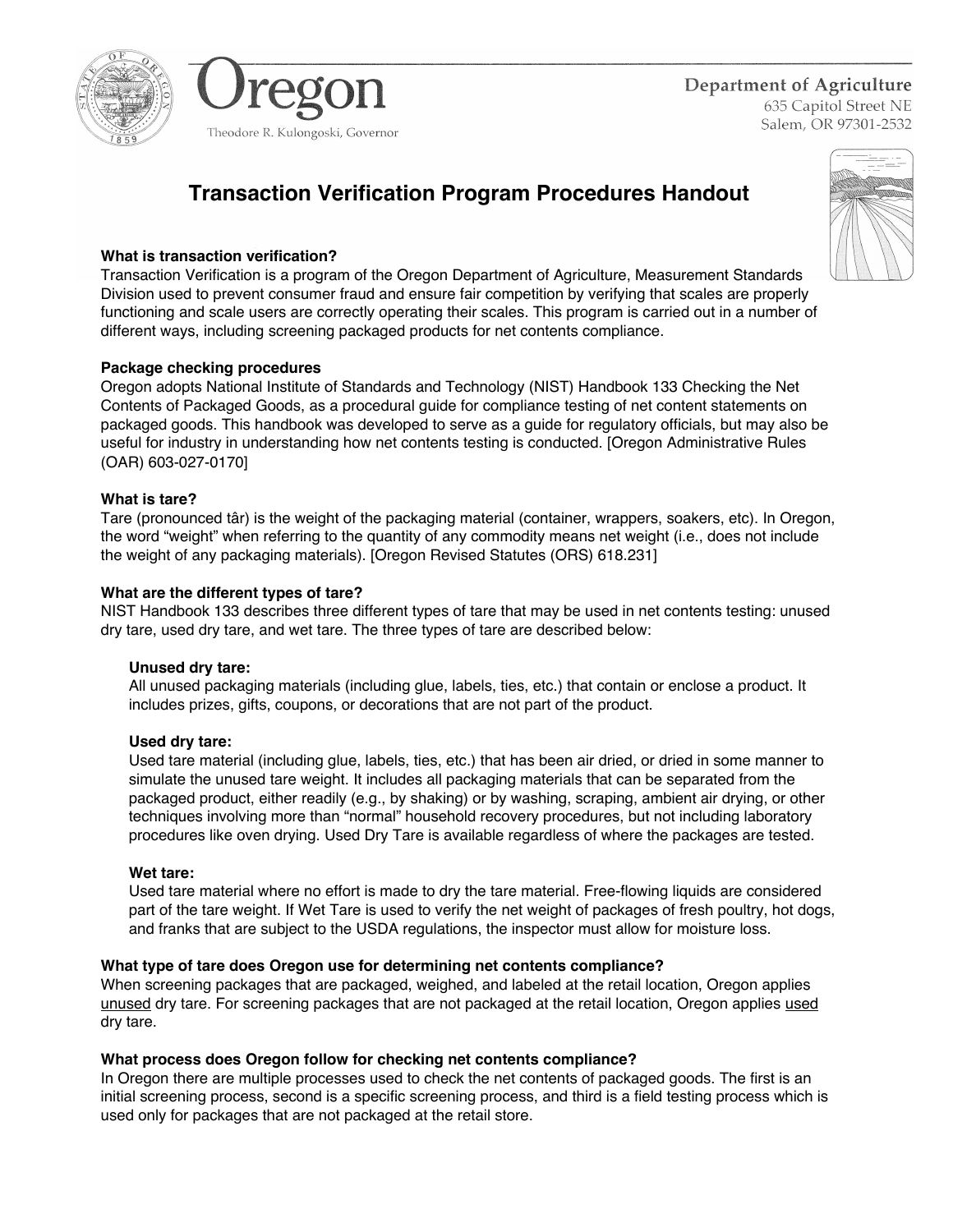Oregon

Theodore R. Kulongoski, Governor

Department of Agriculture
635 Capitol Street NE
Salem, OR 97301-2532

# Transaction Verification Program Procedures Handout

**What is transaction verification?**
Transaction Verification is a program of the Oregon Department of Agriculture, Measurement Standards Division used to prevent consumer fraud and ensure fair competition by verifying that scales are properly functioning and scale users are correctly operating their scales. This program is carried out in a number of different ways, including screening packaged products for net contents compliance.

**Package checking procedures**
Oregon adopts National Institute of Standards and Technology (NIST) Handbook 133 Checking the Net Contents of Packaged Goods, as a procedural guide for compliance testing of net content statements on packaged goods. This handbook was developed to serve as a guide for regulatory officials, but may also be useful for industry in understanding how net contents testing is conducted. [Oregon Administrative Rules (OAR) 603-027-0170]

**What is tare?**
Tare (pronounced târ) is the weight of the packaging material (container, wrappers, soakers, etc). In Oregon, the word "weight" when referring to the quantity of any commodity means net weight (i.e., does not include the weight of any packaging materials). [Oregon Revised Statutes (ORS) 618.231]

**What are the different types of tare?**
NIST Handbook 133 describes three different types of tare that may be used in net contents testing: unused dry tare, used dry tare, and wet tare. The three types of tare are described below:

> **Unused dry tare:**
> All unused packaging materials (including glue, labels, ties, etc.) that contain or enclose a product. It includes prizes, gifts, coupons, or decorations that are not part of the product.
>
> **Used dry tare:**
> Used tare material (including glue, labels, ties, etc.) that has been air dried, or dried in some manner to simulate the unused tare weight. It includes all packaging materials that can be separated from the packaged product, either readily (e.g., by shaking) or by washing, scraping, ambient air drying, or other techniques involving more than "normal" household recovery procedures, but not including laboratory procedures like oven drying. Used Dry Tare is available regardless of where the packages are tested.
>
> **Wet tare:**
> Used tare material where no effort is made to dry the tare material. Free-flowing liquids are considered part of the tare weight. If Wet Tare is used to verify the net weight of packages of fresh poultry, hot dogs, and franks that are subject to the USDA regulations, the inspector must allow for moisture loss.

**What type of tare does Oregon use for determining net contents compliance?**
When screening packages that are packaged, weighed, and labeled at the retail location, Oregon applies unused dry tare. For screening packages that are not packaged at the retail location, Oregon applies used dry tare.

**What process does Oregon follow for checking net contents compliance?**
In Oregon there are multiple processes used to check the net contents of packaged goods. The first is an initial screening process, second is a specific screening process, and third is a field testing process which is used only for packages that are not packaged at the retail store.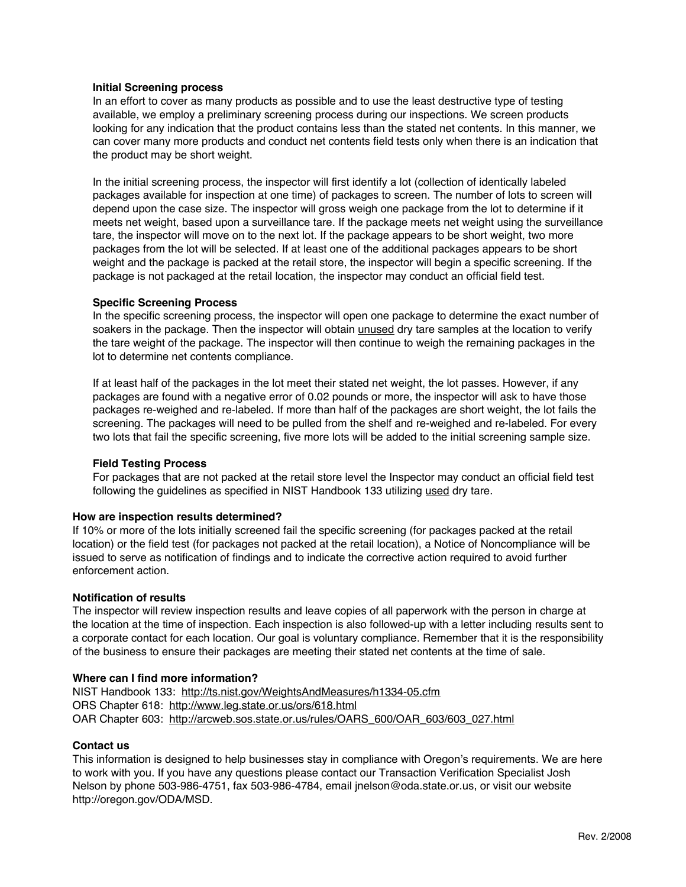### Initial Screening process

In an effort to cover as many products as possible and to use the least destructive type of testing available, we employ a preliminary screening process during our inspections. We screen products looking for any indication that the product contains less than the stated net contents. In this manner, we can cover many more products and conduct net contents field tests only when there is an indication that the product may be short weight.

In the initial screening process, the inspector will first identify a lot (collection of identically labeled packages available for inspection at one time) of packages to screen. The number of lots to screen will depend upon the case size. The inspector will gross weigh one package from the lot to determine if it meets net weight, based upon a surveillance tare. If the package meets net weight using the surveillance tare, the inspector will move on to the next lot. If the package appears to be short weight, two more packages from the lot will be selected. If at least one of the additional packages appears to be short weight and the package is packed at the retail store, the inspector will begin a specific screening. If the package is not packaged at the retail location, the inspector may conduct an official field test.

### Specific Screening Process

In the specific screening process, the inspector will open one package to determine the exact number of soakers in the package. Then the inspector will obtain unused dry tare samples at the location to verify the tare weight of the package. The inspector will then continue to weigh the remaining packages in the lot to determine net contents compliance.

If at least half of the packages in the lot meet their stated net weight, the lot passes. However, if any packages are found with a negative error of 0.02 pounds or more, the inspector will ask to have those packages re-weighed and re-labeled. If more than half of the packages are short weight, the lot fails the screening. The packages will need to be pulled from the shelf and re-weighed and re-labeled. For every two lots that fail the specific screening, five more lots will be added to the initial screening sample size.

### Field Testing Process

For packages that are not packed at the retail store level the Inspector may conduct an official field test following the guidelines as specified in NIST Handbook 133 utilizing used dry tare.

## How are inspection results determined?

If 10% or more of the lots initially screened fail the specific screening (for packages packed at the retail location) or the field test (for packages not packed at the retail location), a Notice of Noncompliance will be issued to serve as notification of findings and to indicate the corrective action required to avoid further enforcement action.

## Notification of results

The inspector will review inspection results and leave copies of all paperwork with the person in charge at the location at the time of inspection. Each inspection is also followed-up with a letter including results sent to a corporate contact for each location. Our goal is voluntary compliance. Remember that it is the responsibility of the business to ensure their packages are meeting their stated net contents at the time of sale.

## Where can I find more information?

NIST Handbook 133: http://ts.nist.gov/WeightsAndMeasures/h1334-05.cfm
ORS Chapter 618: http://www.leg.state.or.us/ors/618.html
OAR Chapter 603: http://arcweb.sos.state.or.us/rules/OARS_600/OAR_603/603_027.html

## Contact us

This information is designed to help businesses stay in compliance with Oregon's requirements. We are here to work with you. If you have any questions please contact our Transaction Verification Specialist Josh Nelson by phone 503-986-4751, fax 503-986-4784, email jnelson@oda.state.or.us, or visit our website http://oregon.gov/ODA/MSD.

Rev. 2/2008